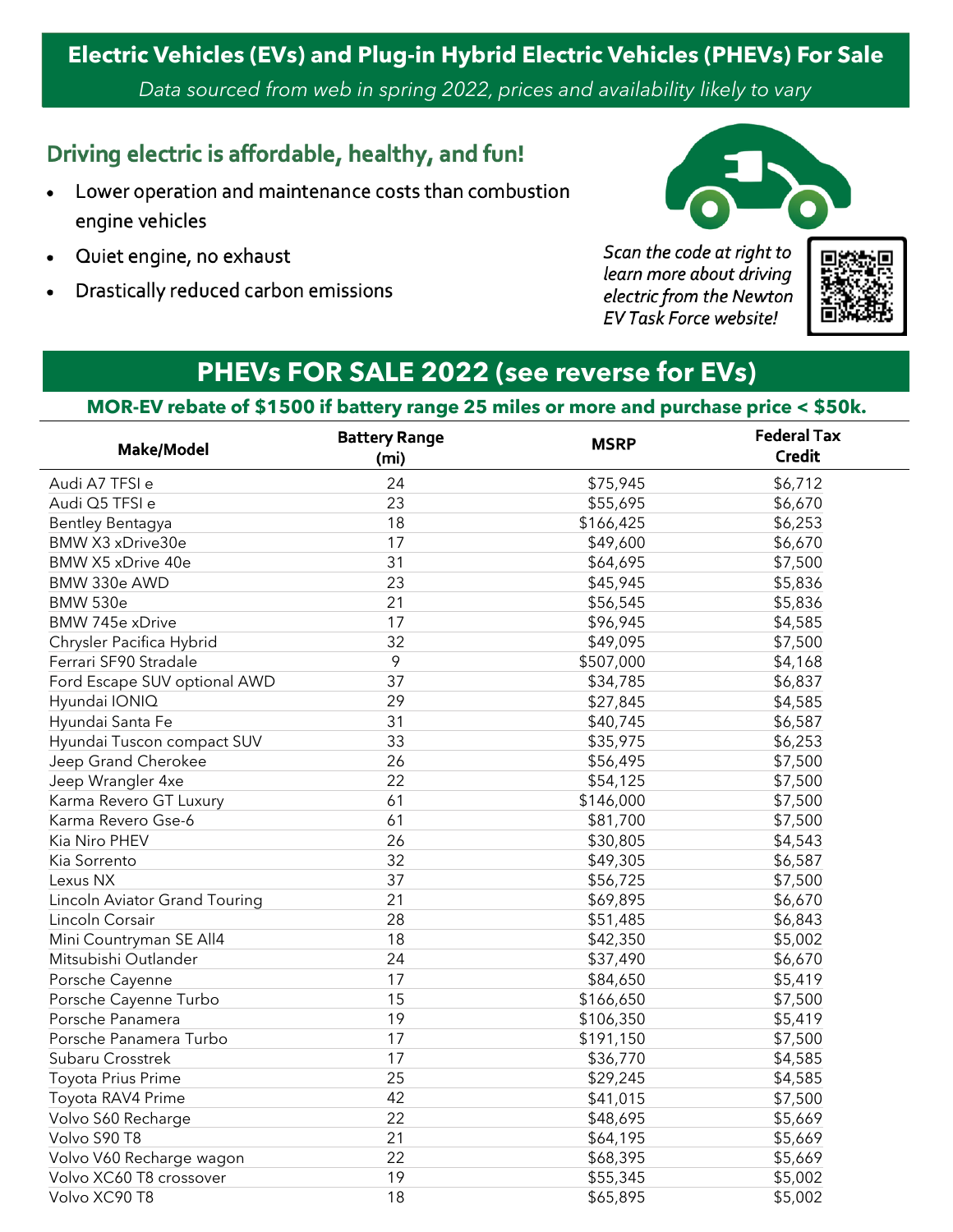# Electric Vehicles (EVs) and Plug-in Hybrid Electric Vehicles (PHEVs) For Sale

*Data sourced from web in spring 2022, prices and availability likely to vary*

## Driving electric is affordable, healthy, and fun!

- Lower operation and maintenance costs than combustion engine vehicles
- Quiet engine, no exhaust
- Drastically reduced carbon emissions

*Scan the code at right to learn more about driving electric from the Newton EV Task Force website!*

## PHEVs FOR SALE 2022 (see reverse for EVs)

**MOR-EV rebate of $1500 if battery range 25 miles or more and purchase price < $50k.**

| Make/Model | Battery Range (mi) | MSRP | Federal Tax Credit |
|---|---|---|---|
| Audi A7 TFSI e | 24 | $75,945 | $6,712 |
| Audi Q5 TFSI e | 23 | $55,695 | $6,670 |
| Bentley Bentagya | 18 | $166,425 | $6,253 |
| BMW X3 xDrive30e | 17 | $49,600 | $6,670 |
| BMW X5 xDrive 40e | 31 | $64,695 | $7,500 |
| BMW 330e AWD | 23 | $45,945 | $5,836 |
| BMW 530e | 21 | $56,545 | $5,836 |
| BMW 745e xDrive | 17 | $96,945 | $4,585 |
| Chrysler Pacifica Hybrid | 32 | $49,095 | $7,500 |
| Ferrari SF90 Stradale | 9 | $507,000 | $4,168 |
| Ford Escape SUV optional AWD | 37 | $34,785 | $6,837 |
| Hyundai IONIQ | 29 | $27,845 | $4,585 |
| Hyundai Santa Fe | 31 | $40,745 | $6,587 |
| Hyundai Tuscon compact SUV | 33 | $35,975 | $6,253 |
| Jeep Grand Cherokee | 26 | $56,495 | $7,500 |
| Jeep Wrangler 4xe | 22 | $54,125 | $7,500 |
| Karma Revero GT Luxury | 61 | $146,000 | $7,500 |
| Karma Revero Gse-6 | 61 | $81,700 | $7,500 |
| Kia Niro PHEV | 26 | $30,805 | $4,543 |
| Kia Sorrento | 32 | $49,305 | $6,587 |
| Lexus NX | 37 | $56,725 | $7,500 |
| Lincoln Aviator Grand Touring | 21 | $69,895 | $6,670 |
| Lincoln Corsair | 28 | $51,485 | $6,843 |
| Mini Countryman SE All4 | 18 | $42,350 | $5,002 |
| Mitsubishi Outlander | 24 | $37,490 | $6,670 |
| Porsche Cayenne | 17 | $84,650 | $5,419 |
| Porsche Cayenne Turbo | 15 | $166,650 | $7,500 |
| Porsche Panamera | 19 | $106,350 | $5,419 |
| Porsche Panamera Turbo | 17 | $191,150 | $7,500 |
| Subaru Crosstrek | 17 | $36,770 | $4,585 |
| Toyota Prius Prime | 25 | $29,245 | $4,585 |
| Toyota RAV4 Prime | 42 | $41,015 | $7,500 |
| Volvo S60 Recharge | 22 | $48,695 | $5,669 |
| Volvo S90 T8 | 21 | $64,195 | $5,669 |
| Volvo V60 Recharge wagon | 22 | $68,395 | $5,669 |
| Volvo XC60 T8 crossover | 19 | $55,345 | $5,002 |
| Volvo XC90 T8 | 18 | $65,895 | $5,002 |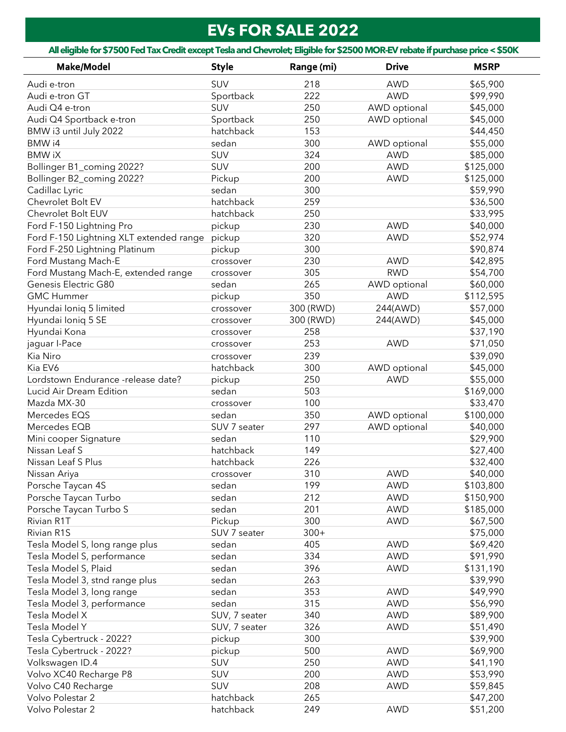# EVs FOR SALE 2022

**All eligible for $7500 Fed Tax Credit except Tesla and Chevrolet; Eligible for $2500 MOR-EV rebate if purchase price < $50K**

| Make/Model | Style | Range (mi) | Drive | MSRP |
|---|---|---|---|---|
| Audi e-tron | SUV | 218 | AWD | $65,900 |
| Audi e-tron GT | Sportback | 222 | AWD | $99,990 |
| Audi Q4 e-tron | SUV | 250 | AWD optional | $45,000 |
| Audi Q4 Sportback e-tron | Sportback | 250 | AWD optional | $45,000 |
| BMW i3 until July 2022 | hatchback | 153 | | $44,450 |
| BMW i4 | sedan | 300 | AWD optional | $55,000 |
| BMW iX | SUV | 324 | AWD | $85,000 |
| Bollinger B1_coming 2022? | SUV | 200 | AWD | $125,000 |
| Bollinger B2_coming 2022? | Pickup | 200 | AWD | $125,000 |
| Cadillac Lyric | sedan | 300 | | $59,990 |
| Chevrolet Bolt EV | hatchback | 259 | | $36,500 |
| Chevrolet Bolt EUV | hatchback | 250 | | $33,995 |
| Ford F-150 Lightning Pro | pickup | 230 | AWD | $40,000 |
| Ford F-150 Lightning XLT extended range | pickup | 320 | AWD | $52,974 |
| Ford F-250 Lightning Platinum | pickup | 300 | | $90,874 |
| Ford Mustang Mach-E | crossover | 230 | AWD | $42,895 |
| Ford Mustang Mach-E, extended range | crossover | 305 | RWD | $54,700 |
| Genesis Electric G80 | sedan | 265 | AWD optional | $60,000 |
| GMC Hummer | pickup | 350 | AWD | $112,595 |
| Hyundai Ioniq 5 limited | crossover | 300 (RWD) | 244(AWD) | $57,000 |
| Hyundai Ioniq 5 SE | crossover | 300 (RWD) | 244(AWD) | $45,000 |
| Hyundai Kona | crossover | 258 | | $37,190 |
| jaguar I-Pace | crossover | 253 | AWD | $71,050 |
| Kia Niro | crossover | 239 | | $39,090 |
| Kia EV6 | hatchback | 300 | AWD optional | $45,000 |
| Lordstown Endurance -release date? | pickup | 250 | AWD | $55,000 |
| Lucid Air Dream Edition | sedan | 503 | | $169,000 |
| Mazda MX-30 | crossover | 100 | | $33,470 |
| Mercedes EQS | sedan | 350 | AWD optional | $100,000 |
| Mercedes EQB | SUV 7 seater | 297 | AWD optional | $40,000 |
| Mini cooper Signature | sedan | 110 | | $29,900 |
| Nissan Leaf S | hatchback | 149 | | $27,400 |
| Nissan Leaf S Plus | hatchback | 226 | | $32,400 |
| Nissan Ariya | crossover | 310 | AWD | $40,000 |
| Porsche Taycan 4S | sedan | 199 | AWD | $103,800 |
| Porsche Taycan Turbo | sedan | 212 | AWD | $150,900 |
| Porsche Taycan Turbo S | sedan | 201 | AWD | $185,000 |
| Rivian R1T | Pickup | 300 | AWD | $67,500 |
| Rivian R1S | SUV 7 seater | 300+ | | $75,000 |
| Tesla Model S, long range plus | sedan | 405 | AWD | $69,420 |
| Tesla Model S, performance | sedan | 334 | AWD | $91,990 |
| Tesla Model S, Plaid | sedan | 396 | AWD | $131,190 |
| Tesla Model 3, stnd range plus | sedan | 263 | | $39,990 |
| Tesla Model 3, long range | sedan | 353 | AWD | $49,990 |
| Tesla Model 3, performance | sedan | 315 | AWD | $56,990 |
| Tesla Model X | SUV, 7 seater | 340 | AWD | $89,900 |
| Tesla Model Y | SUV, 7 seater | 326 | AWD | $51,490 |
| Tesla Cybertruck - 2022? | pickup | 300 | | $39,900 |
| Tesla Cybertruck - 2022? | pickup | 500 | AWD | $69,900 |
| Volkswagen ID.4 | SUV | 250 | AWD | $41,190 |
| Volvo XC40 Recharge P8 | SUV | 200 | AWD | $53,990 |
| Volvo C40 Recharge | SUV | 208 | AWD | $59,845 |
| Volvo Polestar 2 | hatchback | 265 | | $47,200 |
| Volvo Polestar 2 | hatchback | 249 | AWD | $51,200 |